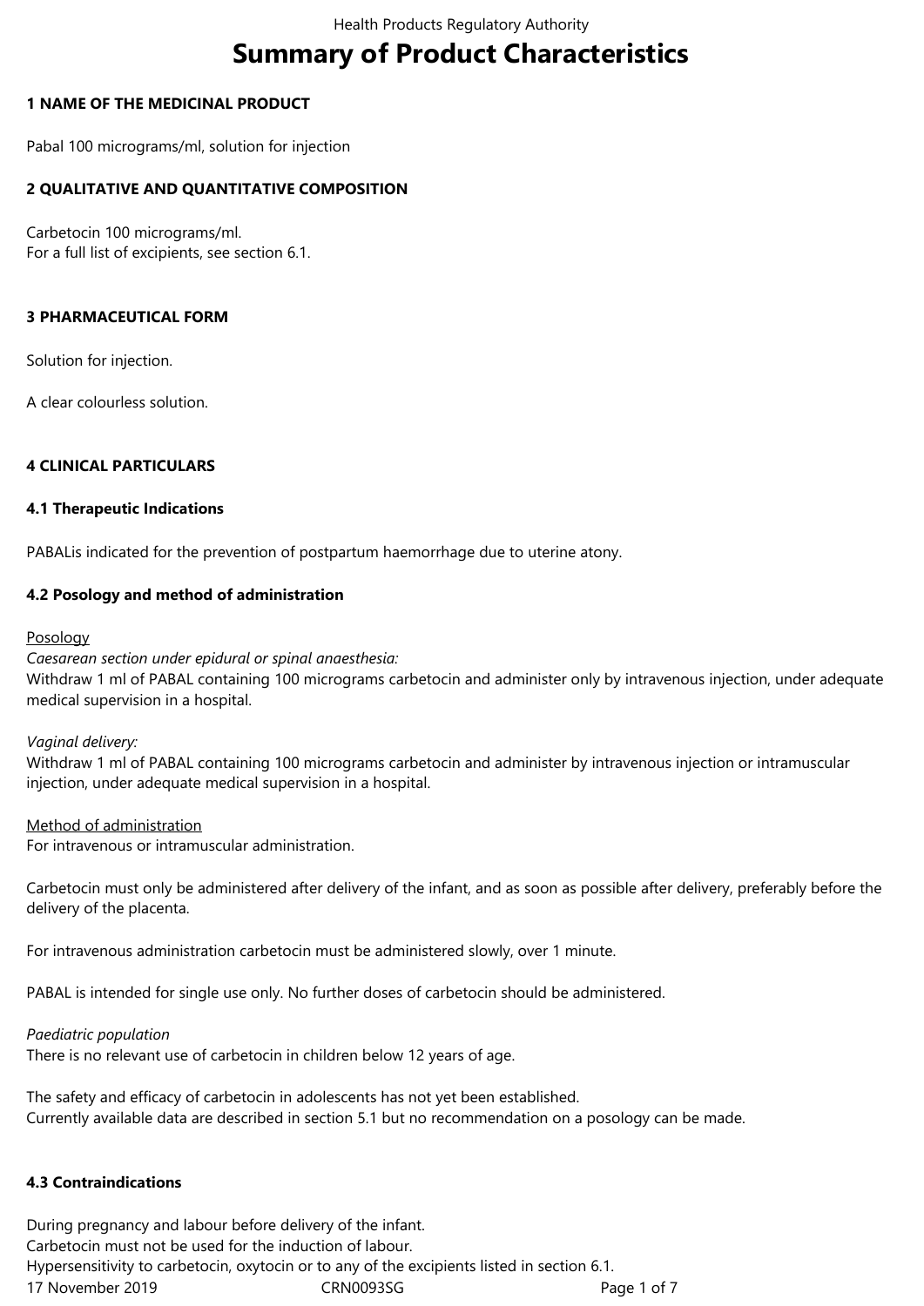# Summary of Product Characteristics

## 1 NAME OF THE MEDICINAL PRODUCT

Pabal 100 micrograms/ml, solution for injection

## 2 QUALITATIVE AND QUANTITATIVE COMPOSITION

Carbetocin 100 micrograms/ml.
For a full list of excipients, see section 6.1.

## 3 PHARMACEUTICAL FORM

Solution for injection.

A clear colourless solution.

## 4 CLINICAL PARTICULARS

### 4.1 Therapeutic Indications

PABALis indicated for the prevention of postpartum haemorrhage due to uterine atony.

### 4.2 Posology and method of administration

Posology

*Caesarean section under epidural or spinal anaesthesia:*
Withdraw 1 ml of PABAL containing 100 micrograms carbetocin and administer only by intravenous injection, under adequate medical supervision in a hospital.

*Vaginal delivery:*
Withdraw 1 ml of PABAL containing 100 micrograms carbetocin and administer by intravenous injection or intramuscular injection, under adequate medical supervision in a hospital.

Method of administration

For intravenous or intramuscular administration.

Carbetocin must only be administered after delivery of the infant, and as soon as possible after delivery, preferably before the delivery of the placenta.

For intravenous administration carbetocin must be administered slowly, over 1 minute.

PABAL is intended for single use only. No further doses of carbetocin should be administered.

*Paediatric population*
There is no relevant use of carbetocin in children below 12 years of age.

The safety and efficacy of carbetocin in adolescents has not yet been established.
Currently available data are described in section 5.1 but no recommendation on a posology can be made.

### 4.3 Contraindications

During pregnancy and labour before delivery of the infant.
Carbetocin must not be used for the induction of labour.
Hypersensitivity to carbetocin, oxytocin or to any of the excipients listed in section 6.1.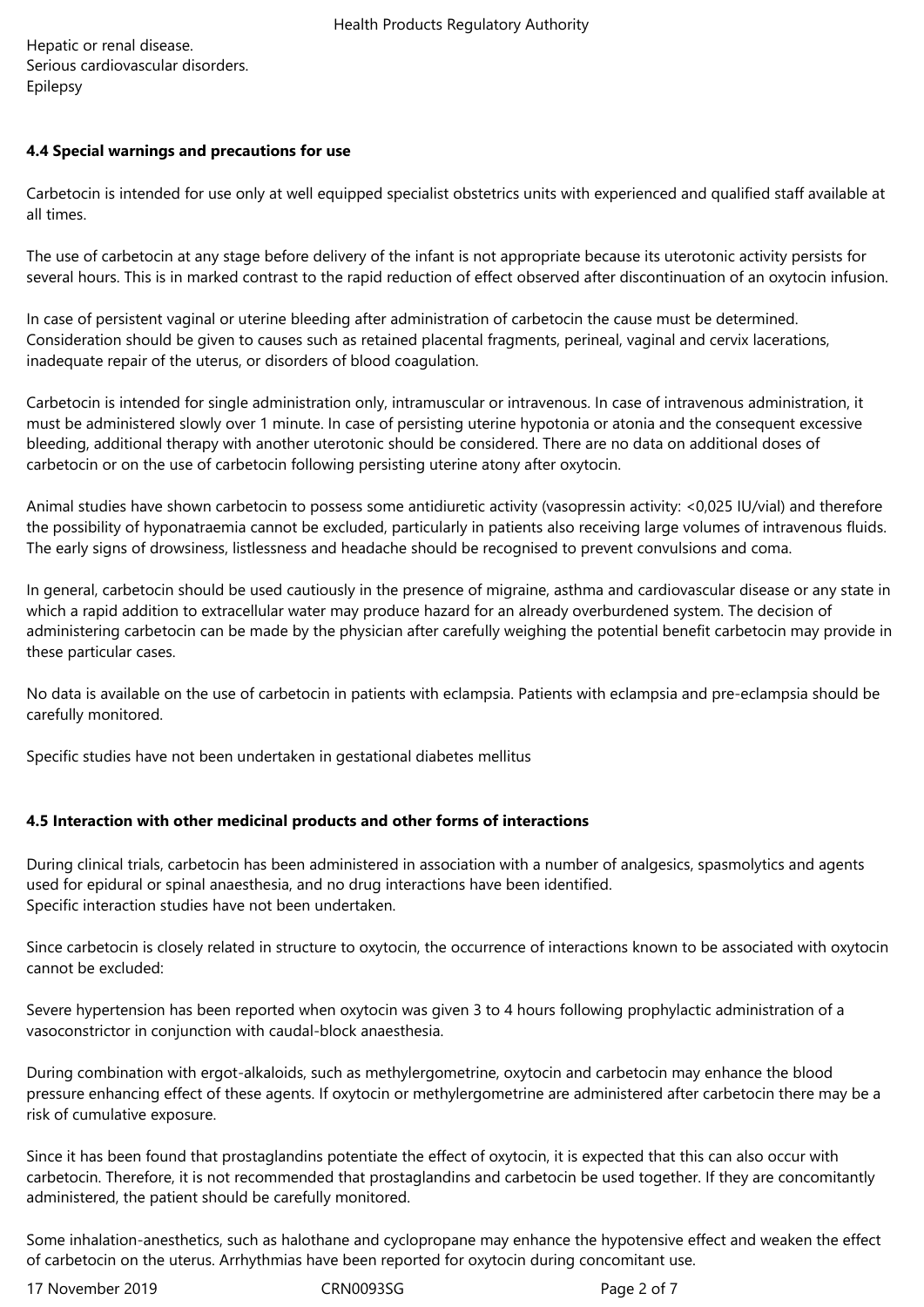Hepatic or renal disease.
Serious cardiovascular disorders.
Epilepsy

#### 4.4 Special warnings and precautions for use

Carbetocin is intended for use only at well equipped specialist obstetrics units with experienced and qualified staff available at all times.

The use of carbetocin at any stage before delivery of the infant is not appropriate because its uterotonic activity persists for several hours. This is in marked contrast to the rapid reduction of effect observed after discontinuation of an oxytocin infusion.

In case of persistent vaginal or uterine bleeding after administration of carbetocin the cause must be determined. Consideration should be given to causes such as retained placental fragments, perineal, vaginal and cervix lacerations, inadequate repair of the uterus, or disorders of blood coagulation.

Carbetocin is intended for single administration only, intramuscular or intravenous. In case of intravenous administration, it must be administered slowly over 1 minute. In case of persisting uterine hypotonia or atonia and the consequent excessive bleeding, additional therapy with another uterotonic should be considered. There are no data on additional doses of carbetocin or on the use of carbetocin following persisting uterine atony after oxytocin.

Animal studies have shown carbetocin to possess some antidiuretic activity (vasopressin activity: <0,025 IU/vial) and therefore the possibility of hyponatraemia cannot be excluded, particularly in patients also receiving large volumes of intravenous fluids. The early signs of drowsiness, listlessness and headache should be recognised to prevent convulsions and coma.

In general, carbetocin should be used cautiously in the presence of migraine, asthma and cardiovascular disease or any state in which a rapid addition to extracellular water may produce hazard for an already overburdened system. The decision of administering carbetocin can be made by the physician after carefully weighing the potential benefit carbetocin may provide in these particular cases.

No data is available on the use of carbetocin in patients with eclampsia. Patients with eclampsia and pre-eclampsia should be carefully monitored.

Specific studies have not been undertaken in gestational diabetes mellitus

#### 4.5 Interaction with other medicinal products and other forms of interactions

During clinical trials, carbetocin has been administered in association with a number of analgesics, spasmolytics and agents used for epidural or spinal anaesthesia, and no drug interactions have been identified.
Specific interaction studies have not been undertaken.

Since carbetocin is closely related in structure to oxytocin, the occurrence of interactions known to be associated with oxytocin cannot be excluded:

Severe hypertension has been reported when oxytocin was given 3 to 4 hours following prophylactic administration of a vasoconstrictor in conjunction with caudal-block anaesthesia.

During combination with ergot-alkaloids, such as methylergometrine, oxytocin and carbetocin may enhance the blood pressure enhancing effect of these agents. If oxytocin or methylergometrine are administered after carbetocin there may be a risk of cumulative exposure.

Since it has been found that prostaglandins potentiate the effect of oxytocin, it is expected that this can also occur with carbetocin. Therefore, it is not recommended that prostaglandins and carbetocin be used together. If they are concomitantly administered, the patient should be carefully monitored.

Some inhalation-anesthetics, such as halothane and cyclopropane may enhance the hypotensive effect and weaken the effect of carbetocin on the uterus. Arrhythmias have been reported for oxytocin during concomitant use.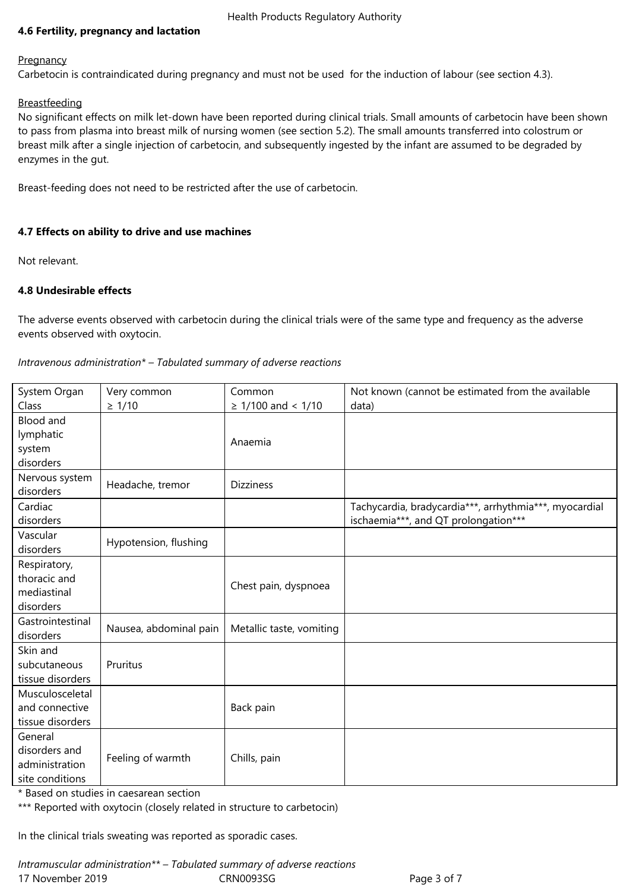### 4.6 Fertility, pregnancy and lactation

Pregnancy

Carbetocin is contraindicated during pregnancy and must not be used for the induction of labour (see section 4.3).

Breastfeeding

No significant effects on milk let-down have been reported during clinical trials. Small amounts of carbetocin have been shown to pass from plasma into breast milk of nursing women (see section 5.2). The small amounts transferred into colostrum or breast milk after a single injection of carbetocin, and subsequently ingested by the infant are assumed to be degraded by enzymes in the gut.

Breast-feeding does not need to be restricted after the use of carbetocin.

### 4.7 Effects on ability to drive and use machines

Not relevant.

### 4.8 Undesirable effects

The adverse events observed with carbetocin during the clinical trials were of the same type and frequency as the adverse events observed with oxytocin.

*Intravenous administration* – Tabulated summary of adverse reactions*

| System Organ Class | Very common ≥ 1/10 | Common ≥ 1/100 and < 1/10 | Not known (cannot be estimated from the available data) |
|---|---|---|---|
| Blood and lymphatic system disorders | | Anaemia | |
| Nervous system disorders | Headache, tremor | Dizziness | |
| Cardiac disorders | | | Tachycardia, bradycardia***, arrhythmia***, myocardial ischaemia***, and QT prolongation*** |
| Vascular disorders | Hypotension, flushing | | |
| Respiratory, thoracic and mediastinal disorders | | Chest pain, dyspnoea | |
| Gastrointestinal disorders | Nausea, abdominal pain | Metallic taste, vomiting | |
| Skin and subcutaneous tissue disorders | Pruritus | | |
| Musculosceletal and connective tissue disorders | | Back pain | |
| General disorders and administration site conditions | Feeling of warmth | Chills, pain | |

\* Based on studies in caesarean section

*** Reported with oxytocin (closely related in structure to carbetocin)

In the clinical trials sweating was reported as sporadic cases.

*Intramuscular administration** – Tabulated summary of adverse reactions*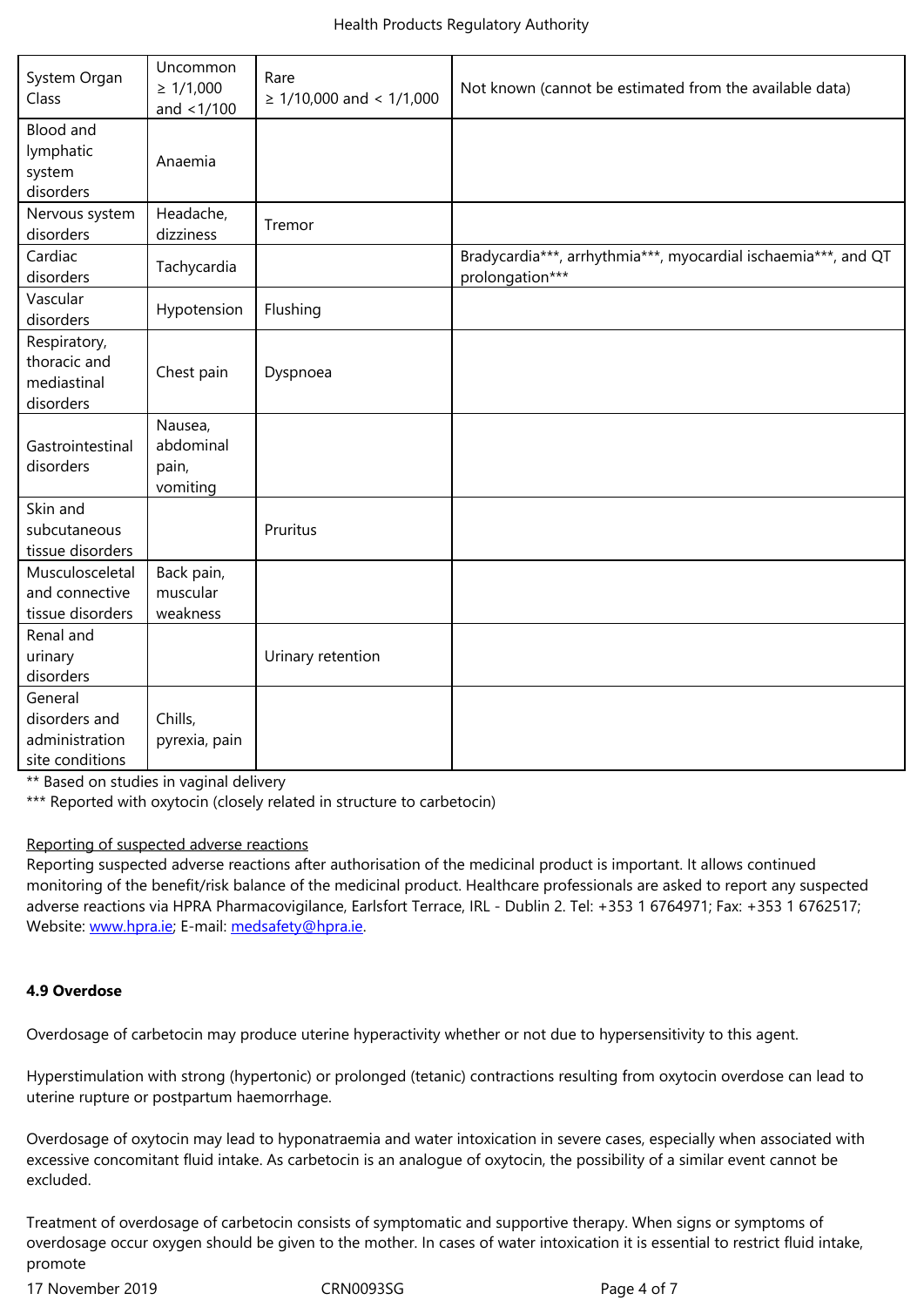| System Organ Class | Uncommon ≥ 1/1,000 and <1/100 | Rare ≥ 1/10,000 and < 1/1,000 | Not known (cannot be estimated from the available data) |
|---|---|---|---|
| Blood and lymphatic system disorders | Anaemia | | |
| Nervous system disorders | Headache, dizziness | Tremor | |
| Cardiac disorders | Tachycardia | | Bradycardia***, arrhythmia***, myocardial ischaemia***, and QT prolongation*** |
| Vascular disorders | Hypotension | Flushing | |
| Respiratory, thoracic and mediastinal disorders | Chest pain | Dyspnoea | |
| Gastrointestinal disorders | Nausea, abdominal pain, vomiting | | |
| Skin and subcutaneous tissue disorders | | Pruritus | |
| Musculosceletal and connective tissue disorders | Back pain, muscular weakness | | |
| Renal and urinary disorders | | Urinary retention | |
| General disorders and administration site conditions | Chills, pyrexia, pain | | |

** Based on studies in vaginal delivery

*** Reported with oxytocin (closely related in structure to carbetocin)

Reporting of suspected adverse reactions

Reporting suspected adverse reactions after authorisation of the medicinal product is important. It allows continued monitoring of the benefit/risk balance of the medicinal product. Healthcare professionals are asked to report any suspected adverse reactions via HPRA Pharmacovigilance, Earlsfort Terrace, IRL - Dublin 2. Tel: +353 1 6764971; Fax: +353 1 6762517; Website: www.hpra.ie; E-mail: medsafety@hpra.ie.

**4.9 Overdose**

Overdosage of carbetocin may produce uterine hyperactivity whether or not due to hypersensitivity to this agent.

Hyperstimulation with strong (hypertonic) or prolonged (tetanic) contractions resulting from oxytocin overdose can lead to uterine rupture or postpartum haemorrhage.

Overdosage of oxytocin may lead to hyponatraemia and water intoxication in severe cases, especially when associated with excessive concomitant fluid intake. As carbetocin is an analogue of oxytocin, the possibility of a similar event cannot be excluded.

Treatment of overdosage of carbetocin consists of symptomatic and supportive therapy. When signs or symptoms of overdosage occur oxygen should be given to the mother. In cases of water intoxication it is essential to restrict fluid intake, promote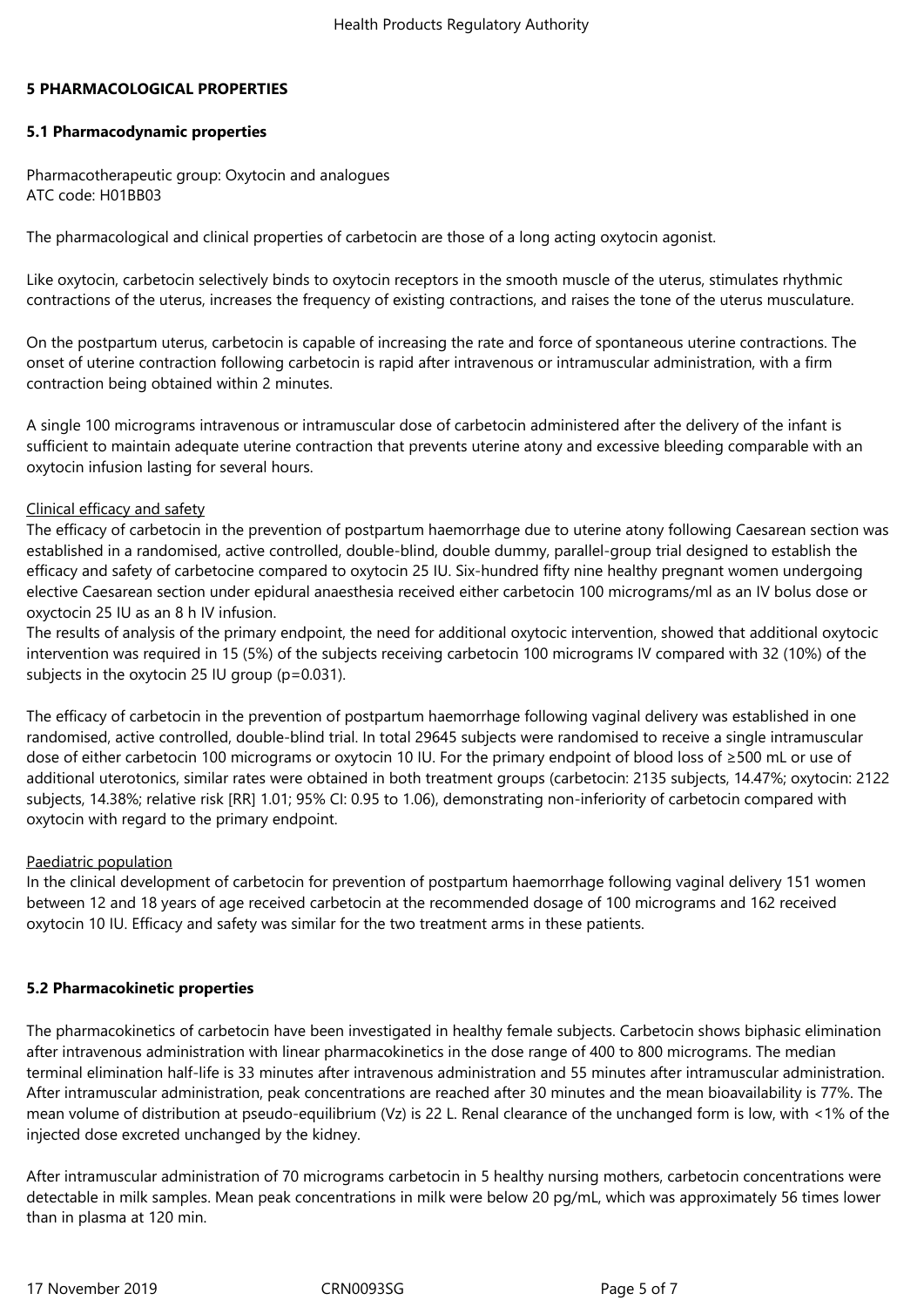## 5 PHARMACOLOGICAL PROPERTIES

### 5.1 Pharmacodynamic properties

Pharmacotherapeutic group: Oxytocin and analogues
ATC code: H01BB03

The pharmacological and clinical properties of carbetocin are those of a long acting oxytocin agonist.

Like oxytocin, carbetocin selectively binds to oxytocin receptors in the smooth muscle of the uterus, stimulates rhythmic contractions of the uterus, increases the frequency of existing contractions, and raises the tone of the uterus musculature.

On the postpartum uterus, carbetocin is capable of increasing the rate and force of spontaneous uterine contractions. The onset of uterine contraction following carbetocin is rapid after intravenous or intramuscular administration, with a firm contraction being obtained within 2 minutes.

A single 100 micrograms intravenous or intramuscular dose of carbetocin administered after the delivery of the infant is sufficient to maintain adequate uterine contraction that prevents uterine atony and excessive bleeding comparable with an oxytocin infusion lasting for several hours.

Clinical efficacy and safety
The efficacy of carbetocin in the prevention of postpartum haemorrhage due to uterine atony following Caesarean section was established in a randomised, active controlled, double-blind, double dummy, parallel-group trial designed to establish the efficacy and safety of carbetocine compared to oxytocin 25 IU. Six-hundred fifty nine healthy pregnant women undergoing elective Caesarean section under epidural anaesthesia received either carbetocin 100 micrograms/ml as an IV bolus dose or oxyctocin 25 IU as an 8 h IV infusion.
The results of analysis of the primary endpoint, the need for additional oxytocic intervention, showed that additional oxytocic intervention was required in 15 (5%) of the subjects receiving carbetocin 100 micrograms IV compared with 32 (10%) of the subjects in the oxytocin 25 IU group ($p=0.031$).

The efficacy of carbetocin in the prevention of postpartum haemorrhage following vaginal delivery was established in one randomised, active controlled, double-blind trial. In total 29645 subjects were randomised to receive a single intramuscular dose of either carbetocin 100 micrograms or oxytocin 10 IU. For the primary endpoint of blood loss of ≥500 mL or use of additional uterotonics, similar rates were obtained in both treatment groups (carbetocin: 2135 subjects, 14.47%; oxytocin: 2122 subjects, 14.38%; relative risk [RR] 1.01; 95% CI: 0.95 to 1.06), demonstrating non-inferiority of carbetocin compared with oxytocin with regard to the primary endpoint.

Paediatric population
In the clinical development of carbetocin for prevention of postpartum haemorrhage following vaginal delivery 151 women between 12 and 18 years of age received carbetocin at the recommended dosage of 100 micrograms and 162 received oxytocin 10 IU. Efficacy and safety was similar for the two treatment arms in these patients.

### 5.2 Pharmacokinetic properties

The pharmacokinetics of carbetocin have been investigated in healthy female subjects. Carbetocin shows biphasic elimination after intravenous administration with linear pharmacokinetics in the dose range of 400 to 800 micrograms. The median terminal elimination half-life is 33 minutes after intravenous administration and 55 minutes after intramuscular administration. After intramuscular administration, peak concentrations are reached after 30 minutes and the mean bioavailability is 77%. The mean volume of distribution at pseudo-equilibrium ($V_z$) is 22 L. Renal clearance of the unchanged form is low, with <1% of the injected dose excreted unchanged by the kidney.

After intramuscular administration of 70 micrograms carbetocin in 5 healthy nursing mothers, carbetocin concentrations were detectable in milk samples. Mean peak concentrations in milk were below 20 pg/mL, which was approximately 56 times lower than in plasma at 120 min.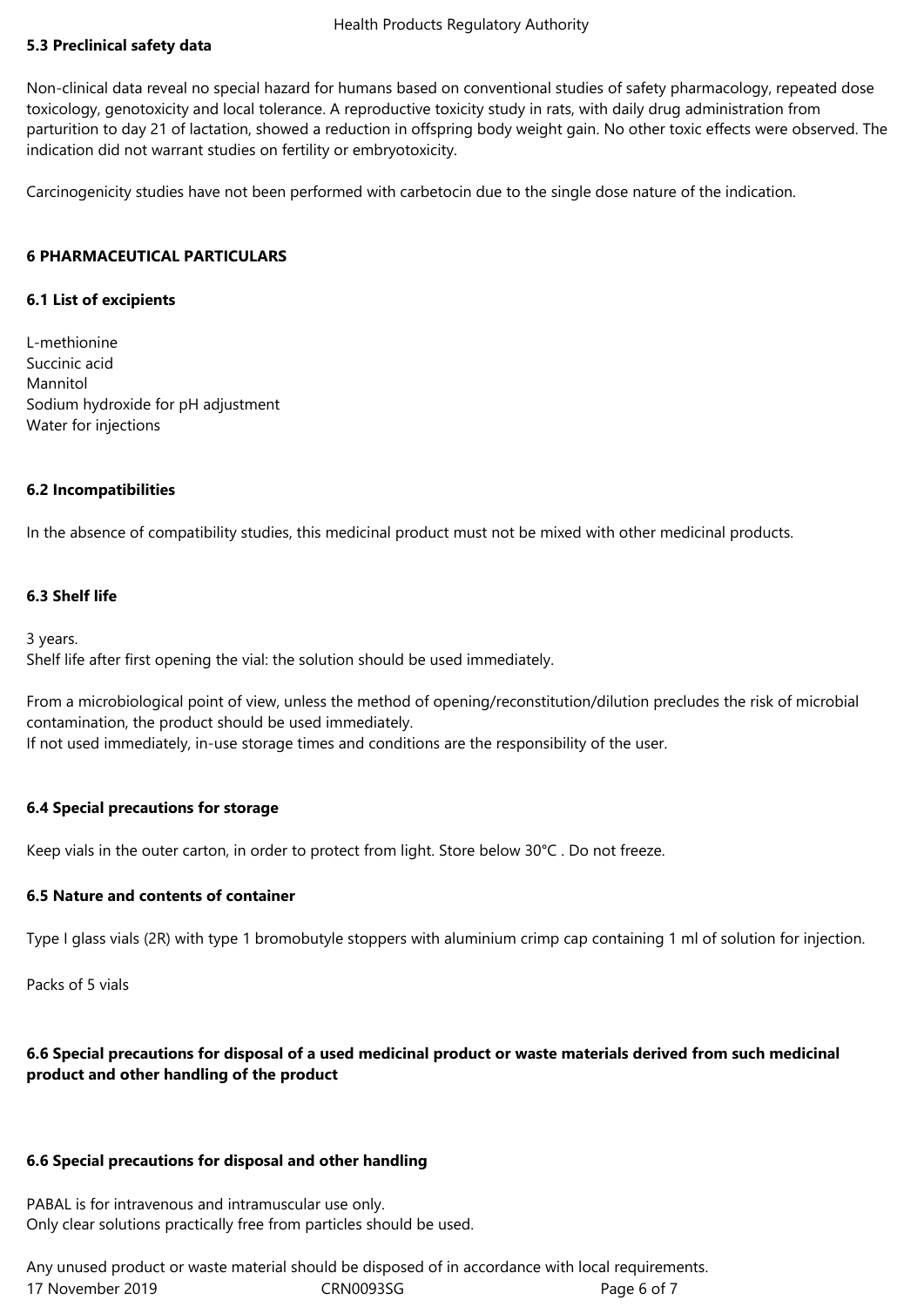## 5.3 Preclinical safety data

Non-clinical data reveal no special hazard for humans based on conventional studies of safety pharmacology, repeated dose toxicology, genotoxicity and local tolerance. A reproductive toxicity study in rats, with daily drug administration from parturition to day 21 of lactation, showed a reduction in offspring body weight gain. No other toxic effects were observed. The indication did not warrant studies on fertility or embryotoxicity.

Carcinogenicity studies have not been performed with carbetocin due to the single dose nature of the indication.

# 6 PHARMACEUTICAL PARTICULARS

## 6.1 List of excipients

L-methionine
Succinic acid
Mannitol
Sodium hydroxide for pH adjustment
Water for injections

## 6.2 Incompatibilities

In the absence of compatibility studies, this medicinal product must not be mixed with other medicinal products.

## 6.3 Shelf life

3 years.
Shelf life after first opening the vial: the solution should be used immediately.

From a microbiological point of view, unless the method of opening/reconstitution/dilution precludes the risk of microbial contamination, the product should be used immediately.
If not used immediately, in-use storage times and conditions are the responsibility of the user.

## 6.4 Special precautions for storage

Keep vials in the outer carton, in order to protect from light. Store below 30°C . Do not freeze.

## 6.5 Nature and contents of container

Type I glass vials (2R) with type 1 bromobutyle stoppers with aluminium crimp cap containing 1 ml of solution for injection.

Packs of 5 vials

## 6.6 Special precautions for disposal of a used medicinal product or waste materials derived from such medicinal product and other handling of the product

## 6.6 Special precautions for disposal and other handling

PABAL is for intravenous and intramuscular use only.
Only clear solutions practically free from particles should be used.

Any unused product or waste material should be disposed of in accordance with local requirements.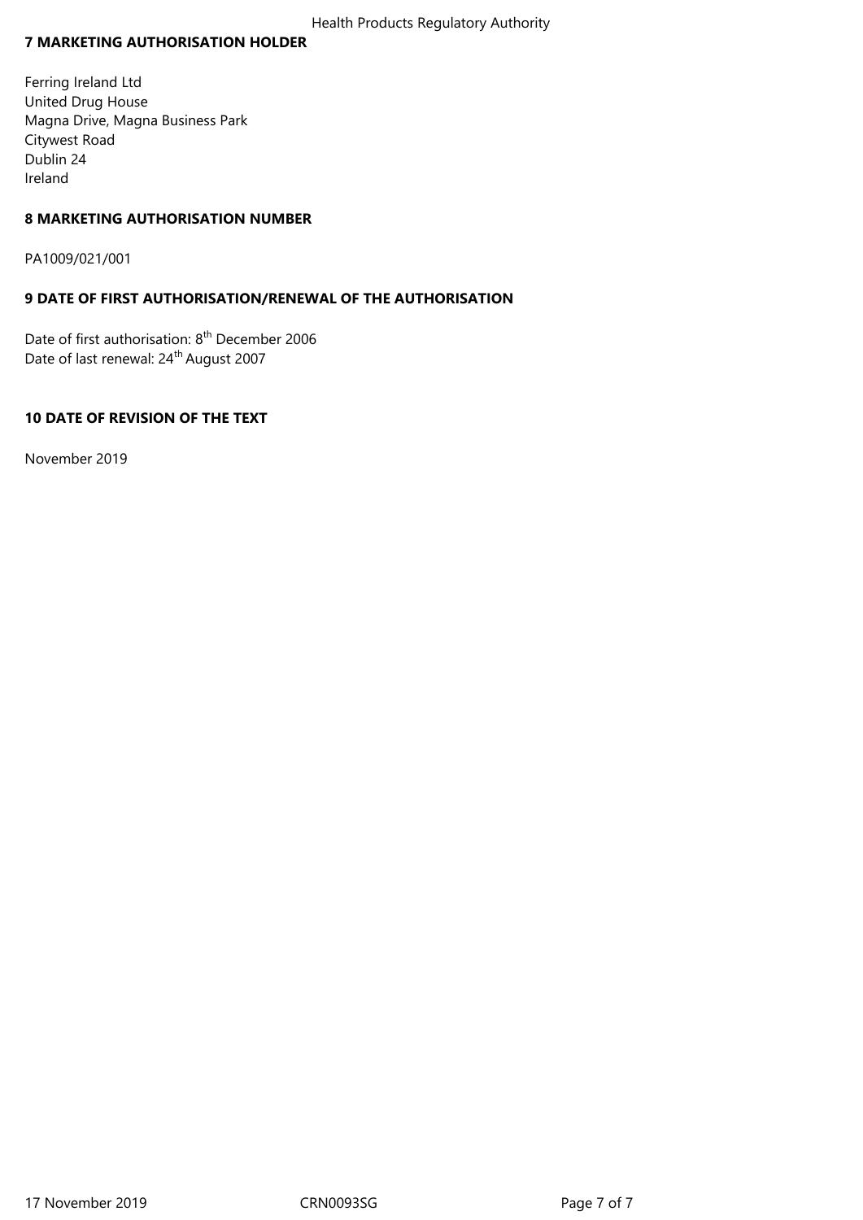## 7 MARKETING AUTHORISATION HOLDER

Ferring Ireland Ltd
United Drug House
Magna Drive, Magna Business Park
Citywest Road
Dublin 24
Ireland

## 8 MARKETING AUTHORISATION NUMBER

PA1009/021/001

## 9 DATE OF FIRST AUTHORISATION/RENEWAL OF THE AUTHORISATION

Date of first authorisation: 8th December 2006
Date of last renewal: 24th August 2007

## 10 DATE OF REVISION OF THE TEXT

November 2019